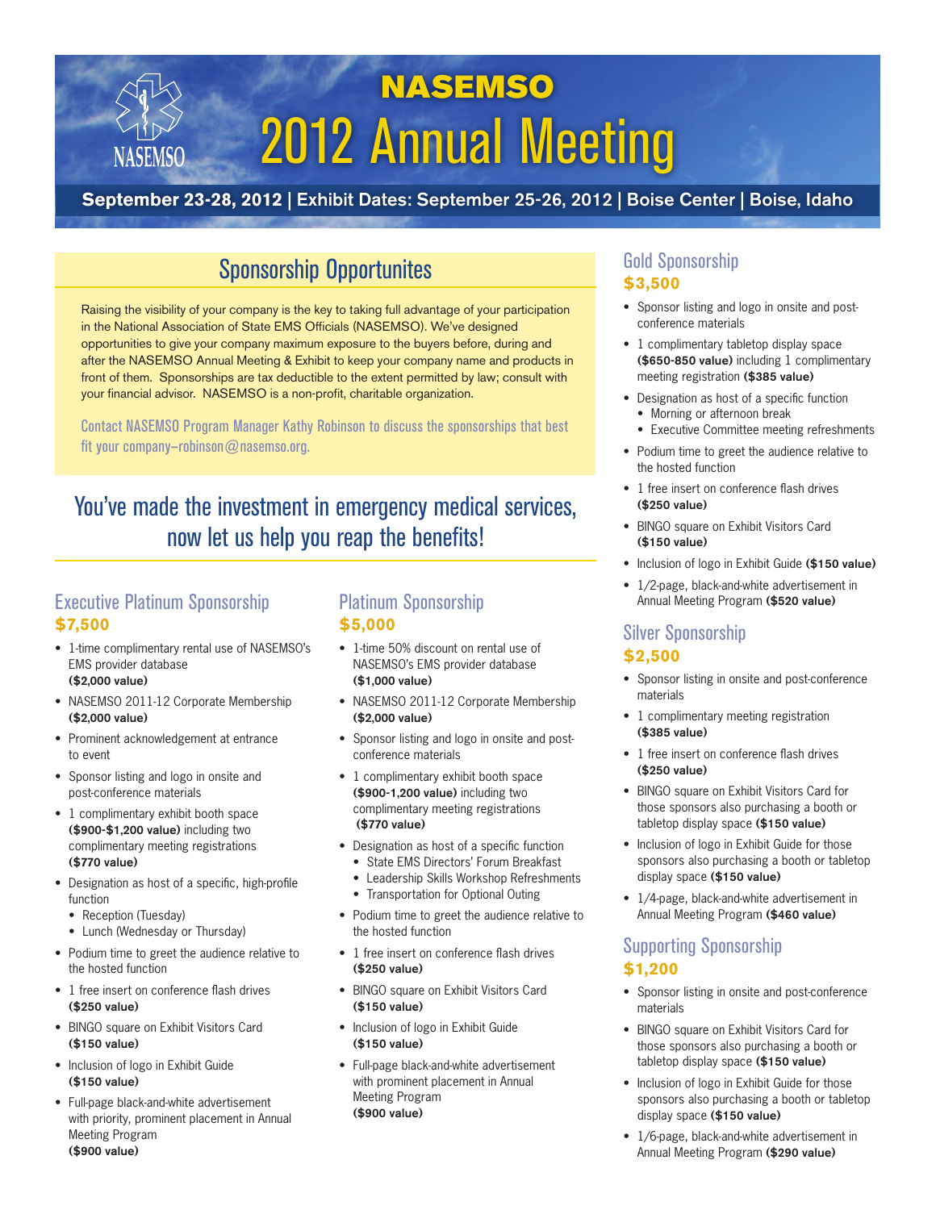# NASEMSO 2012 Annual Meeting

**September 23-28, 2012 | Exhibit Dates: September 25-26, 2012 | Boise Center | Boise, Idaho**

## Sponsorship Opportunites

Raising the visibility of your company is the key to taking full advantage of your participation in the National Association of State EMS Officials (NASEMSO). We've designed opportunities to give your company maximum exposure to the buyers before, during and after the NASEMSO Annual Meeting & Exhibit to keep your company name and products in front of them. Sponsorships are tax deductible to the extent permitted by law; consult with your financial advisor. NASEMSO is a non-profit, charitable organization.

Contact NASEMSO Program Manager Kathy Robinson to discuss the sponsorships that best fit your company–robinson@nasemso.org.

## You've made the investment in emergency medical services, now let us help you reap the benefits!

### Executive Platinum Sponsorship
**$7,500**

- 1-time complimentary rental use of NASEMSO's EMS provider database **($2,000 value)**
- NASEMSO 2011-12 Corporate Membership **($2,000 value)**
- Prominent acknowledgement at entrance to event
- Sponsor listing and logo in onsite and post-conference materials
- 1 complimentary exhibit booth space **($900-$1,200 value)** including two complimentary meeting registrations **($770 value)**
- Designation as host of a specific, high-profile function
  - Reception (Tuesday)
  - Lunch (Wednesday or Thursday)
- Podium time to greet the audience relative to the hosted function
- 1 free insert on conference flash drives **($250 value)**
- BINGO square on Exhibit Visitors Card **($150 value)**
- Inclusion of logo in Exhibit Guide **($150 value)**
- Full-page black-and-white advertisement with priority, prominent placement in Annual Meeting Program **($900 value)**

### Platinum Sponsorship
**$5,000**

- 1-time 50% discount on rental use of NASEMSO's EMS provider database **($1,000 value)**
- NASEMSO 2011-12 Corporate Membership **($2,000 value)**
- Sponsor listing and logo in onsite and post-conference materials
- 1 complimentary exhibit booth space **($900-1,200 value)** including two complimentary meeting registrations **($770 value)**
- Designation as host of a specific function
  - State EMS Directors' Forum Breakfast
  - Leadership Skills Workshop Refreshments
  - Transportation for Optional Outing
- Podium time to greet the audience relative to the hosted function
- 1 free insert on conference flash drives **($250 value)**
- BINGO square on Exhibit Visitors Card **($150 value)**
- Inclusion of logo in Exhibit Guide **($150 value)**
- Full-page black-and-white advertisement with prominent placement in Annual Meeting Program **($900 value)**

### Gold Sponsorship
**$3,500**

- Sponsor listing and logo in onsite and post-conference materials
- 1 complimentary tabletop display space **($650-850 value)** including 1 complimentary meeting registration **($385 value)**
- Designation as host of a specific function
  - Morning or afternoon break
  - Executive Committee meeting refreshments
- Podium time to greet the audience relative to the hosted function
- 1 free insert on conference flash drives **($250 value)**
- BINGO square on Exhibit Visitors Card **($150 value)**
- Inclusion of logo in Exhibit Guide **($150 value)**
- 1/2-page, black-and-white advertisement in Annual Meeting Program **($520 value)**

### Silver Sponsorship
**$2,500**

- Sponsor listing in onsite and post-conference materials
- 1 complimentary meeting registration **($385 value)**
- 1 free insert on conference flash drives **($250 value)**
- BINGO square on Exhibit Visitors Card for those sponsors also purchasing a booth or tabletop display space **($150 value)**
- Inclusion of logo in Exhibit Guide for those sponsors also purchasing a booth or tabletop display space **($150 value)**
- 1/4-page, black-and-white advertisement in Annual Meeting Program **($460 value)**

### Supporting Sponsorship
**$1,200**

- Sponsor listing in onsite and post-conference materials
- BINGO square on Exhibit Visitors Card for those sponsors also purchasing a booth or tabletop display space **($150 value)**
- Inclusion of logo in Exhibit Guide for those sponsors also purchasing a booth or tabletop display space **($150 value)**
- 1/6-page, black-and-white advertisement in Annual Meeting Program **($290 value)**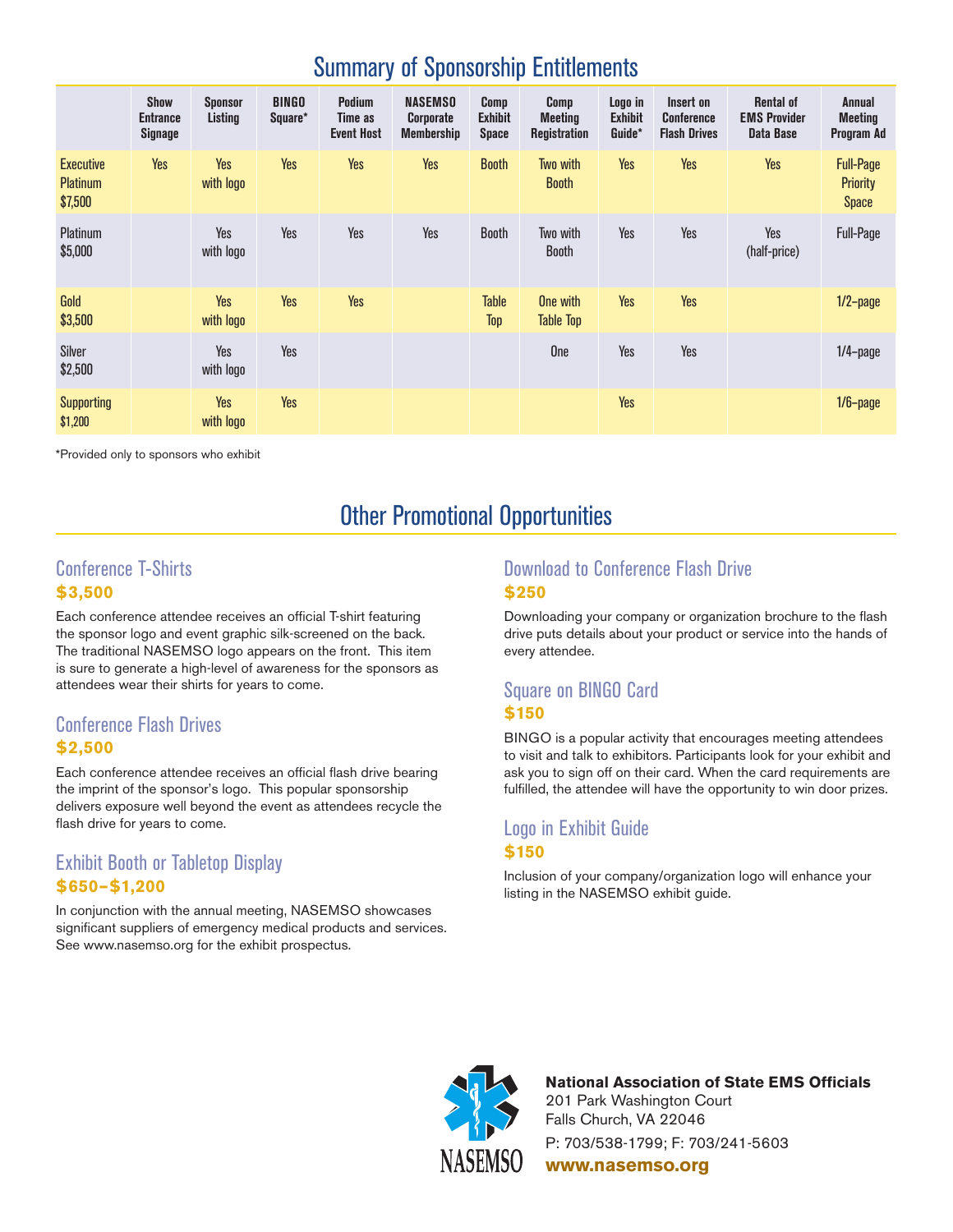## Summary of Sponsorship Entitlements

| | Show Entrance Signage | Sponsor Listing | BINGO Square* | Podium Time as Event Host | NASEMSO Corporate Membership | Comp Exhibit Space | Comp Meeting Registration | Logo in Exhibit Guide* | Insert on Conference Flash Drives | Rental of EMS Provider Data Base | Annual Meeting Program Ad |
|---|---|---|---|---|---|---|---|---|---|---|---|
| Executive Platinum $7,500 | Yes | Yes with logo | Yes | Yes | Yes | Booth | Two with Booth | Yes | Yes | Yes | Full-Page Priority Space |
| Platinum $5,000 | | Yes with logo | Yes | Yes | Yes | Booth | Two with Booth | Yes | Yes | Yes (half-price) | Full-Page |
| Gold $3,500 | | Yes with logo | Yes | Yes | | Table Top | One with Table Top | Yes | Yes | | 1/2–page |
| Silver $2,500 | | Yes with logo | Yes | | | | One | Yes | Yes | | 1/4–page |
| Supporting $1,200 | | Yes with logo | Yes | | | | | Yes | | | 1/6–page |

*Provided only to sponsors who exhibit

## Other Promotional Opportunities

### Conference T-Shirts
**$3,500**

Each conference attendee receives an official T-shirt featuring the sponsor logo and event graphic silk-screened on the back. The traditional NASEMSO logo appears on the front. This item is sure to generate a high-level of awareness for the sponsors as attendees wear their shirts for years to come.

### Conference Flash Drives
**$2,500**

Each conference attendee receives an official flash drive bearing the imprint of the sponsor's logo. This popular sponsorship delivers exposure well beyond the event as attendees recycle the flash drive for years to come.

### Exhibit Booth or Tabletop Display
**$650–$1,200**

In conjunction with the annual meeting, NASEMSO showcases significant suppliers of emergency medical products and services. See www.nasemso.org for the exhibit prospectus.

### Download to Conference Flash Drive
**$250**

Downloading your company or organization brochure to the flash drive puts details about your product or service into the hands of every attendee.

### Square on BINGO Card
**$150**

BINGO is a popular activity that encourages meeting attendees to visit and talk to exhibitors. Participants look for your exhibit and ask you to sign off on their card. When the card requirements are fulfilled, the attendee will have the opportunity to win door prizes.

### Logo in Exhibit Guide
**$150**

Inclusion of your company/organization logo will enhance your listing in the NASEMSO exhibit guide.

NASEMSO

**National Association of State EMS Officials**
201 Park Washington Court
Falls Church, VA 22046
P: 703/538-1799; F: 703/241-5603
**www.nasemso.org**